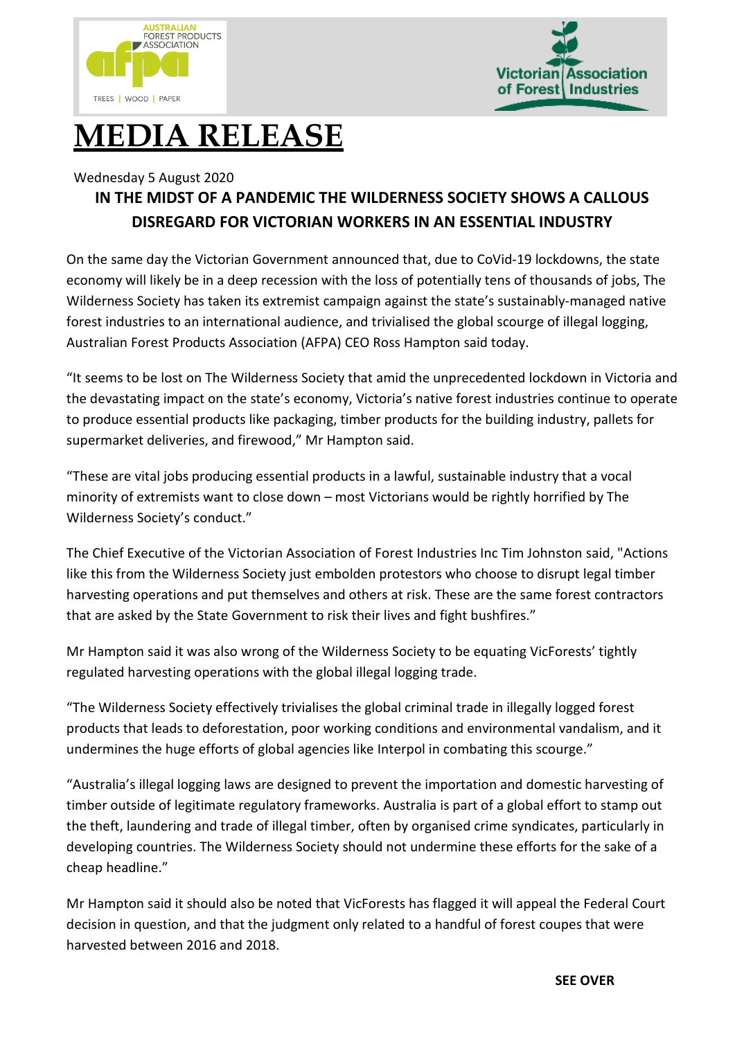AUSTRALIAN FOREST PRODUCTS ASSOCIATION

afpa

TREES | WOOD | PAPER

Victorian Association of Forest Industries

# MEDIA RELEASE

Wednesday 5 August 2020

## IN THE MIDST OF A PANDEMIC THE WILDERNESS SOCIETY SHOWS A CALLOUS DISREGARD FOR VICTORIAN WORKERS IN AN ESSENTIAL INDUSTRY

On the same day the Victorian Government announced that, due to CoVid-19 lockdowns, the state economy will likely be in a deep recession with the loss of potentially tens of thousands of jobs, The Wilderness Society has taken its extremist campaign against the state's sustainably-managed native forest industries to an international audience, and trivialised the global scourge of illegal logging, Australian Forest Products Association (AFPA) CEO Ross Hampton said today.

"It seems to be lost on The Wilderness Society that amid the unprecedented lockdown in Victoria and the devastating impact on the state's economy, Victoria's native forest industries continue to operate to produce essential products like packaging, timber products for the building industry, pallets for supermarket deliveries, and firewood," Mr Hampton said.

"These are vital jobs producing essential products in a lawful, sustainable industry that a vocal minority of extremists want to close down – most Victorians would be rightly horrified by The Wilderness Society's conduct."

The Chief Executive of the Victorian Association of Forest Industries Inc Tim Johnston said, "Actions like this from the Wilderness Society just embolden protestors who choose to disrupt legal timber harvesting operations and put themselves and others at risk. These are the same forest contractors that are asked by the State Government to risk their lives and fight bushfires."

Mr Hampton said it was also wrong of the Wilderness Society to be equating VicForests' tightly regulated harvesting operations with the global illegal logging trade.

"The Wilderness Society effectively trivialises the global criminal trade in illegally logged forest products that leads to deforestation, poor working conditions and environmental vandalism, and it undermines the huge efforts of global agencies like Interpol in combating this scourge."

"Australia's illegal logging laws are designed to prevent the importation and domestic harvesting of timber outside of legitimate regulatory frameworks. Australia is part of a global effort to stamp out the theft, laundering and trade of illegal timber, often by organised crime syndicates, particularly in developing countries. The Wilderness Society should not undermine these efforts for the sake of a cheap headline."

Mr Hampton said it should also be noted that VicForests has flagged it will appeal the Federal Court decision in question, and that the judgment only related to a handful of forest coupes that were harvested between 2016 and 2018.

**SEE OVER**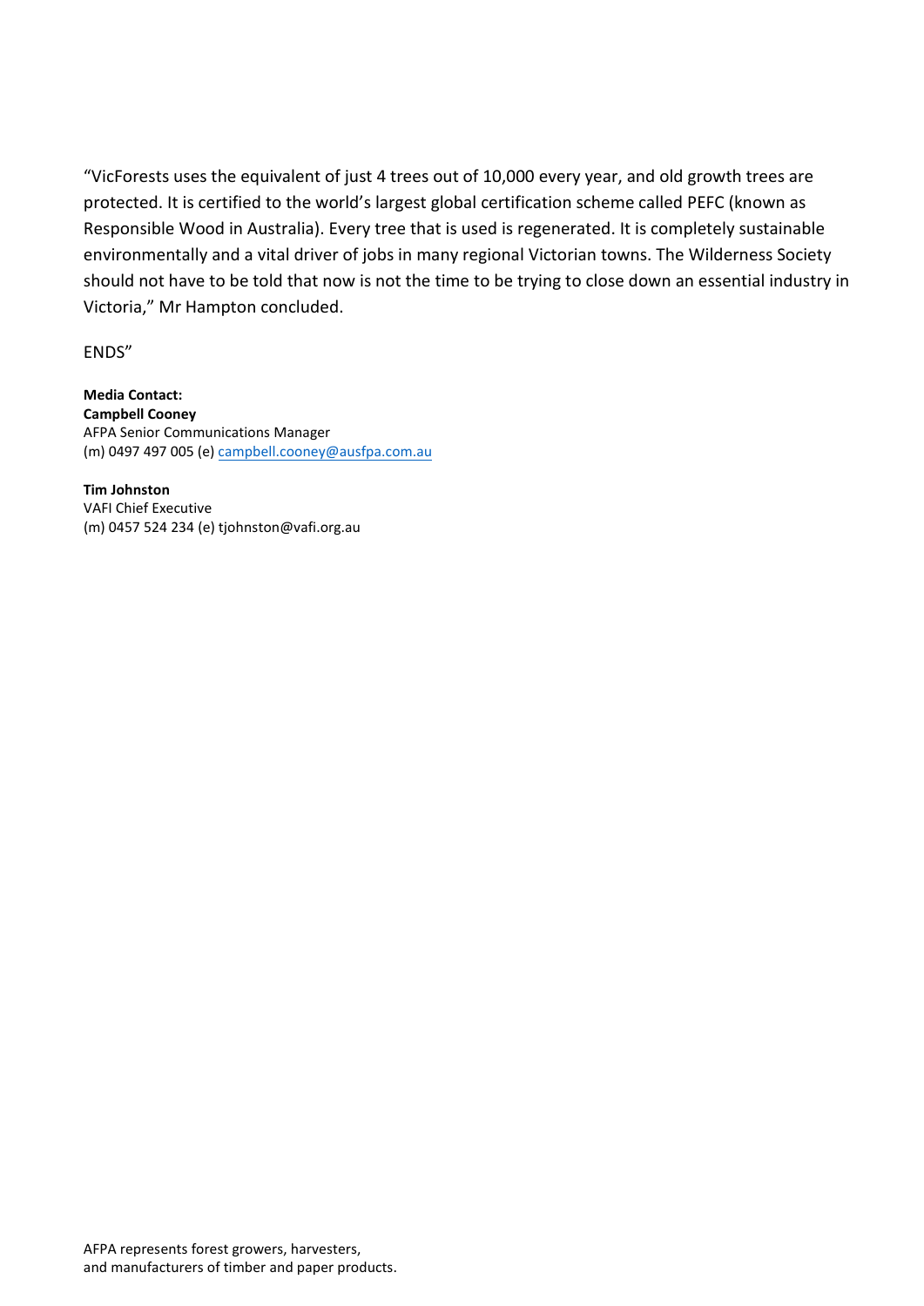"VicForests uses the equivalent of just 4 trees out of 10,000 every year, and old growth trees are protected. It is certified to the world's largest global certification scheme called PEFC (known as Responsible Wood in Australia). Every tree that is used is regenerated. It is completely sustainable environmentally and a vital driver of jobs in many regional Victorian towns. The Wilderness Society should not have to be told that now is not the time to be trying to close down an essential industry in Victoria," Mr Hampton concluded.

ENDS"

**Media Contact:**
**Campbell Cooney**
AFPA Senior Communications Manager
(m) 0497 497 005 (e) campbell.cooney@ausfpa.com.au

**Tim Johnston**
VAFI Chief Executive
(m) 0457 524 234 (e) tjohnston@vafi.org.au

AFPA represents forest growers, harvesters, and manufacturers of timber and paper products.